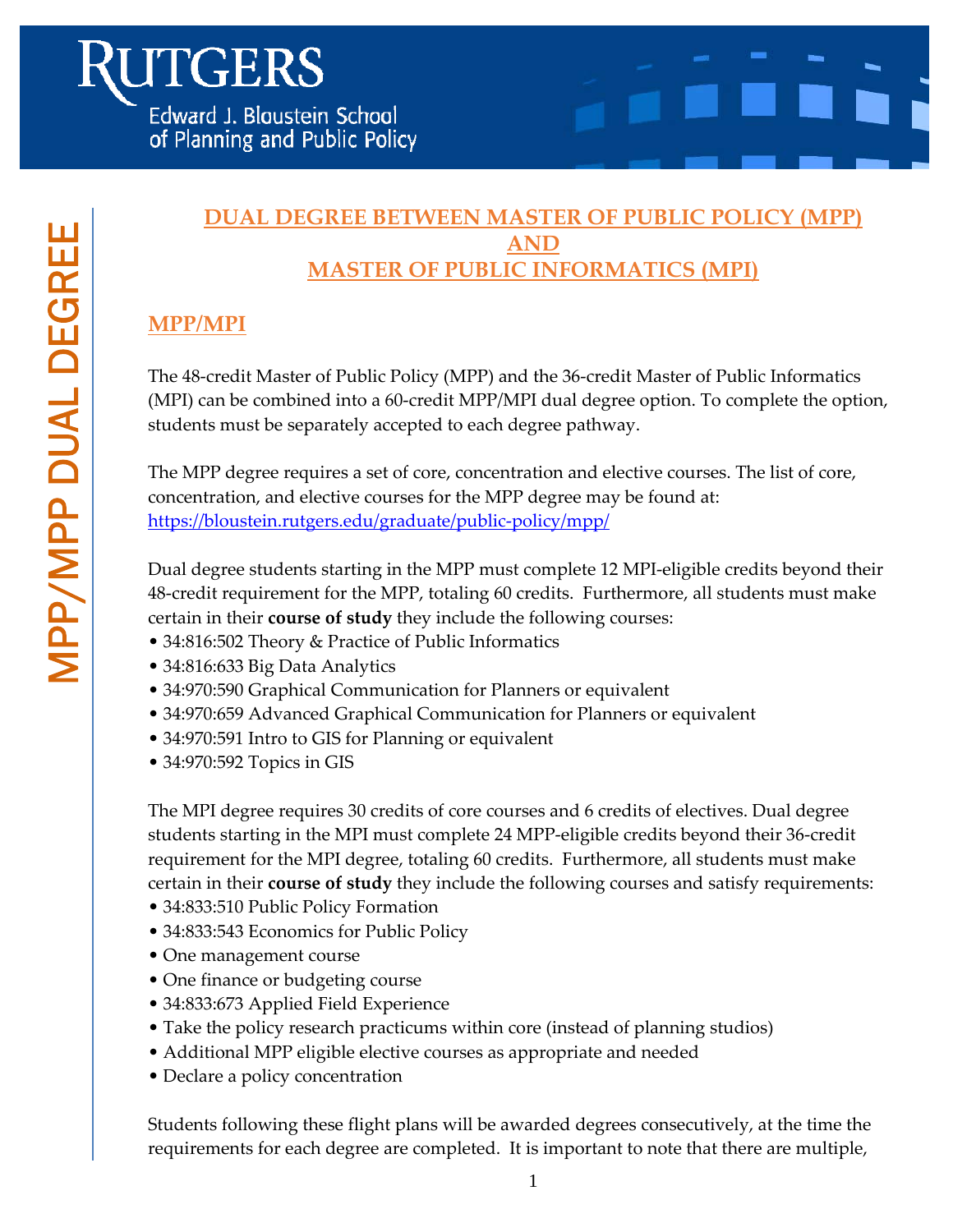# DUAL DEGREE BETWEEN MASTER OF PUBLIC POLICY (MPP) AND MASTER OF PUBLIC INFORMATICS (MPI)

## MPP/MPI

The 48-credit Master of Public Policy (MPP) and the 36-credit Master of Public Informatics (MPI) can be combined into a 60-credit MPP/MPI dual degree option. To complete the option, students must be separately accepted to each degree pathway.

The MPP degree requires a set of core, concentration and elective courses. The list of core, concentration, and elective courses for the MPP degree may be found at: https://bloustein.rutgers.edu/graduate/public-policy/mpp/

Dual degree students starting in the MPP must complete 12 MPI-eligible credits beyond their 48-credit requirement for the MPP, totaling 60 credits. Furthermore, all students must make certain in their **course of study** they include the following courses:

- 34:816:502 Theory & Practice of Public Informatics
- 34:816:633 Big Data Analytics
- 34:970:590 Graphical Communication for Planners or equivalent
- 34:970:659 Advanced Graphical Communication for Planners or equivalent
- 34:970:591 Intro to GIS for Planning or equivalent
- 34:970:592 Topics in GIS

The MPI degree requires 30 credits of core courses and 6 credits of electives. Dual degree students starting in the MPI must complete 24 MPP-eligible credits beyond their 36-credit requirement for the MPI degree, totaling 60 credits. Furthermore, all students must make certain in their **course of study** they include the following courses and satisfy requirements:

- 34:833:510 Public Policy Formation
- 34:833:543 Economics for Public Policy
- One management course
- One finance or budgeting course
- 34:833:673 Applied Field Experience
- Take the policy research practicums within core (instead of planning studios)
- Additional MPP eligible elective courses as appropriate and needed
- Declare a policy concentration

Students following these flight plans will be awarded degrees consecutively, at the time the requirements for each degree are completed. It is important to note that there are multiple,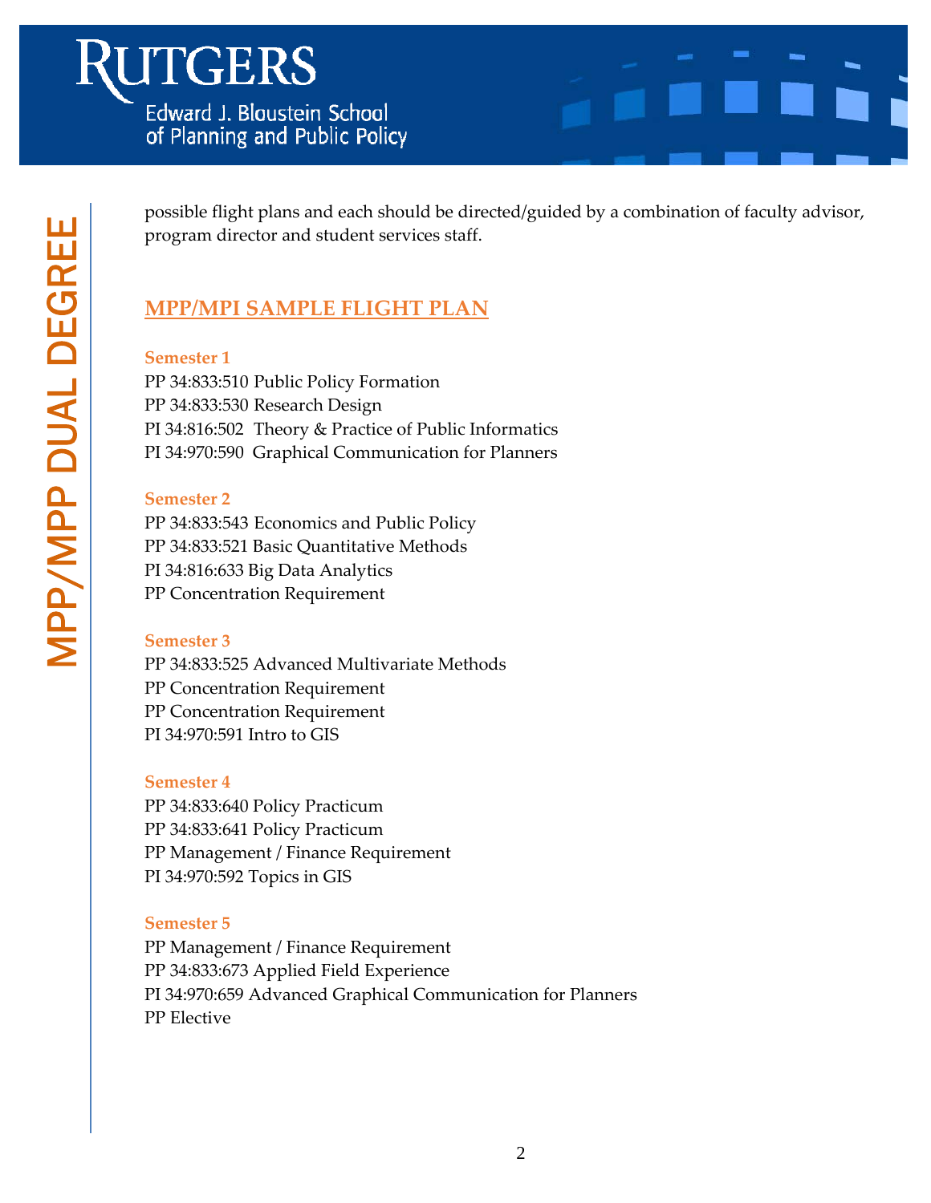possible flight plans and each should be directed/guided by a combination of faculty advisor, program director and student services staff.

## MPP/MPI SAMPLE FLIGHT PLAN

### Semester 1

PP 34:833:510 Public Policy Formation
PP 34:833:530 Research Design
PI 34:816:502 Theory & Practice of Public Informatics
PI 34:970:590 Graphical Communication for Planners

### Semester 2

PP 34:833:543 Economics and Public Policy
PP 34:833:521 Basic Quantitative Methods
PI 34:816:633 Big Data Analytics
PP Concentration Requirement

### Semester 3

PP 34:833:525 Advanced Multivariate Methods
PP Concentration Requirement
PP Concentration Requirement
PI 34:970:591 Intro to GIS

### Semester 4

PP 34:833:640 Policy Practicum
PP 34:833:641 Policy Practicum
PP Management / Finance Requirement
PI 34:970:592 Topics in GIS

### Semester 5

PP Management / Finance Requirement
PP 34:833:673 Applied Field Experience
PI 34:970:659 Advanced Graphical Communication for Planners
PP Elective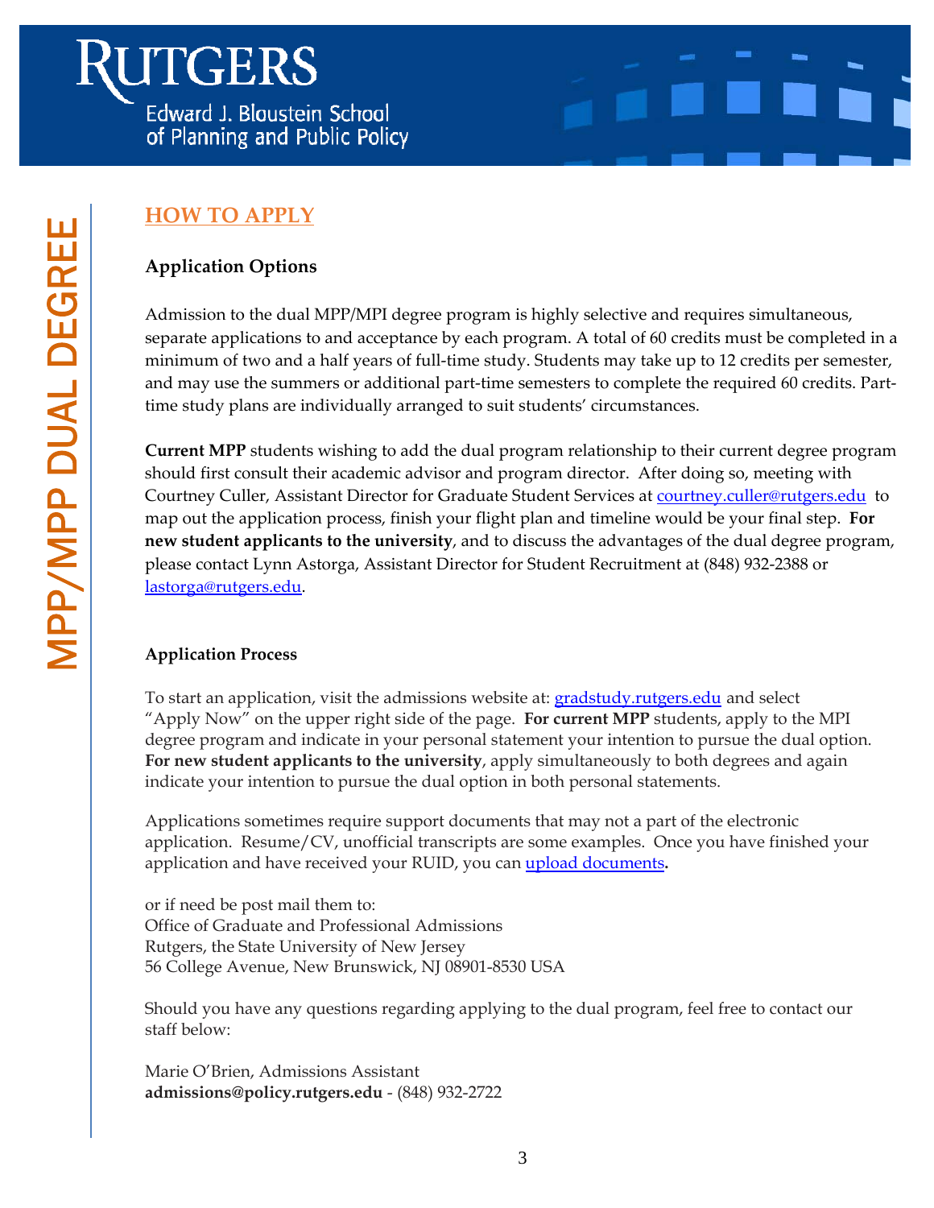RUTGERS

Edward J. Bloustein School of Planning and Public Policy

MPP/MPP DUAL DEGREE

## HOW TO APPLY

### Application Options

Admission to the dual MPP/MPI degree program is highly selective and requires simultaneous, separate applications to and acceptance by each program. A total of 60 credits must be completed in a minimum of two and a half years of full-time study. Students may take up to 12 credits per semester, and may use the summers or additional part-time semesters to complete the required 60 credits. Part-time study plans are individually arranged to suit students' circumstances.

**Current MPP** students wishing to add the dual program relationship to their current degree program should first consult their academic advisor and program director. After doing so, meeting with Courtney Culler, Assistant Director for Graduate Student Services at courtney.culler@rutgers.edu to map out the application process, finish your flight plan and timeline would be your final step. **For new student applicants to the university**, and to discuss the advantages of the dual degree program, please contact Lynn Astorga, Assistant Director for Student Recruitment at (848) 932-2388 or lastorga@rutgers.edu.

### Application Process

To start an application, visit the admissions website at: gradstudy.rutgers.edu and select "Apply Now" on the upper right side of the page. **For current MPP** students, apply to the MPI degree program and indicate in your personal statement your intention to pursue the dual option. **For new student applicants to the university**, apply simultaneously to both degrees and again indicate your intention to pursue the dual option in both personal statements.

Applications sometimes require support documents that may not a part of the electronic application. Resume/CV, unofficial transcripts are some examples. Once you have finished your application and have received your RUID, you can upload documents**.**

or if need be post mail them to:
Office of Graduate and Professional Admissions
Rutgers, the State University of New Jersey
56 College Avenue, New Brunswick, NJ 08901-8530 USA

Should you have any questions regarding applying to the dual program, feel free to contact our staff below:

Marie O'Brien, Admissions Assistant
**admissions@policy.rutgers.edu** - (848) 932-2722